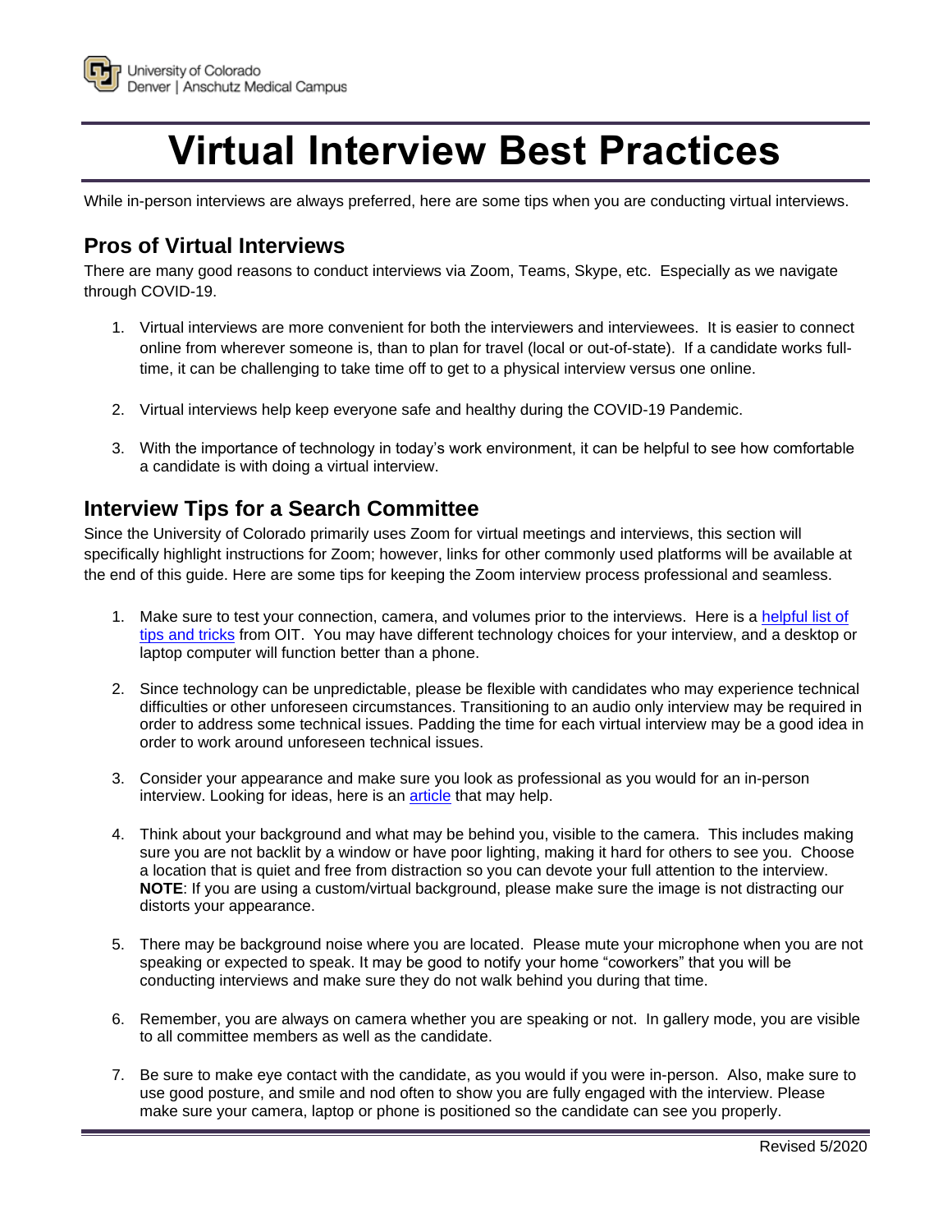# Virtual Interview Best Practices

While in-person interviews are always preferred, here are some tips when you are conducting virtual interviews.

## Pros of Virtual Interviews

There are many good reasons to conduct interviews via Zoom, Teams, Skype, etc. Especially as we navigate through COVID-19.

1. Virtual interviews are more convenient for both the interviewers and interviewees. It is easier to connect online from wherever someone is, than to plan for travel (local or out-of-state). If a candidate works full-time, it can be challenging to take time off to get to a physical interview versus one online.

2. Virtual interviews help keep everyone safe and healthy during the COVID-19 Pandemic.

3. With the importance of technology in today's work environment, it can be helpful to see how comfortable a candidate is with doing a virtual interview.

## Interview Tips for a Search Committee

Since the University of Colorado primarily uses Zoom for virtual meetings and interviews, this section will specifically highlight instructions for Zoom; however, links for other commonly used platforms will be available at the end of this guide. Here are some tips for keeping the Zoom interview process professional and seamless.

1. Make sure to test your connection, camera, and volumes prior to the interviews. Here is a helpful list of tips and tricks from OIT. You may have different technology choices for your interview, and a desktop or laptop computer will function better than a phone.

2. Since technology can be unpredictable, please be flexible with candidates who may experience technical difficulties or other unforeseen circumstances. Transitioning to an audio only interview may be required in order to address some technical issues. Padding the time for each virtual interview may be a good idea in order to work around unforeseen technical issues.

3. Consider your appearance and make sure you look as professional as you would for an in-person interview. Looking for ideas, here is an article that may help.

4. Think about your background and what may be behind you, visible to the camera. This includes making sure you are not backlit by a window or have poor lighting, making it hard for others to see you. Choose a location that is quiet and free from distraction so you can devote your full attention to the interview. **NOTE**: If you are using a custom/virtual background, please make sure the image is not distracting our distorts your appearance.

5. There may be background noise where you are located. Please mute your microphone when you are not speaking or expected to speak. It may be good to notify your home "coworkers" that you will be conducting interviews and make sure they do not walk behind you during that time.

6. Remember, you are always on camera whether you are speaking or not. In gallery mode, you are visible to all committee members as well as the candidate.

7. Be sure to make eye contact with the candidate, as you would if you were in-person. Also, make sure to use good posture, and smile and nod often to show you are fully engaged with the interview. Please make sure your camera, laptop or phone is positioned so the candidate can see you properly.

Revised 5/2020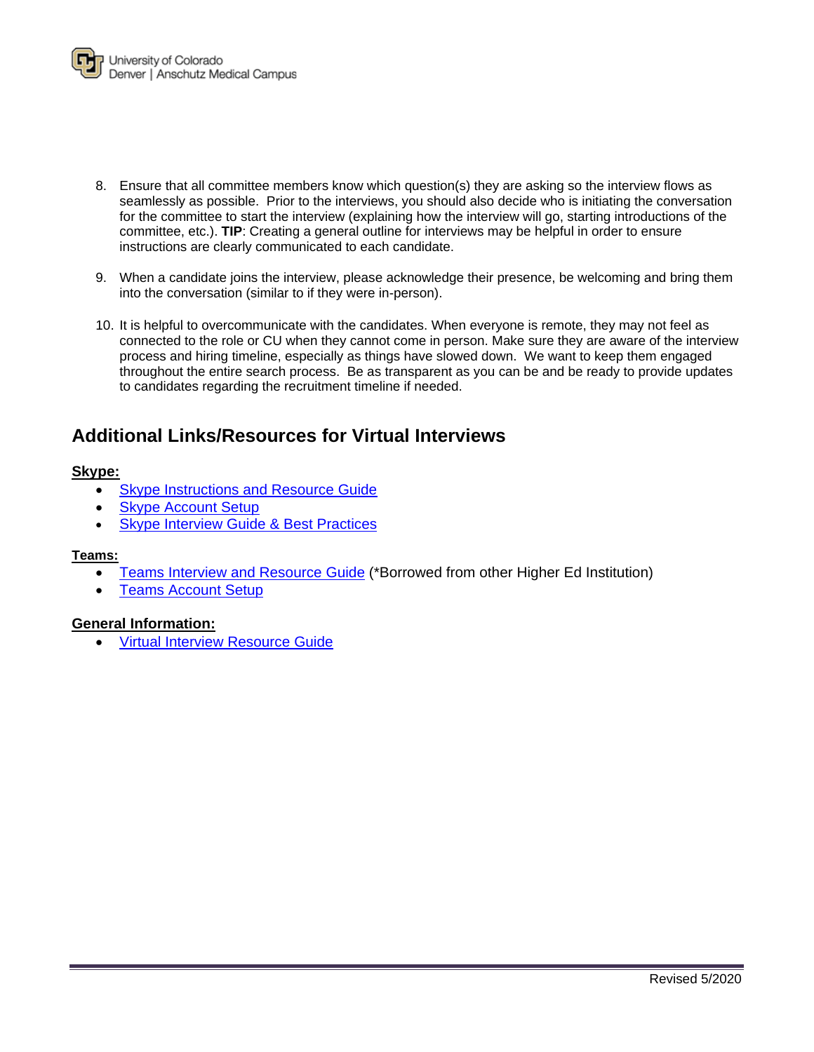8. Ensure that all committee members know which question(s) they are asking so the interview flows as seamlessly as possible.  Prior to the interviews, you should also decide who is initiating the conversation for the committee to start the interview (explaining how the interview will go, starting introductions of the committee, etc.). **TIP**: Creating a general outline for interviews may be helpful in order to ensure instructions are clearly communicated to each candidate.

9. When a candidate joins the interview, please acknowledge their presence, be welcoming and bring them into the conversation (similar to if they were in-person).

10. It is helpful to overcommunicate with the candidates. When everyone is remote, they may not feel as connected to the role or CU when they cannot come in person. Make sure they are aware of the interview process and hiring timeline, especially as things have slowed down.  We want to keep them engaged throughout the entire search process.  Be as transparent as you can be and be ready to provide updates to candidates regarding the recruitment timeline if needed.

## Additional Links/Resources for Virtual Interviews

**Skype:**

- Skype Instructions and Resource Guide
- Skype Account Setup
- Skype Interview Guide & Best Practices

**Teams:**

- Teams Interview and Resource Guide (*Borrowed from other Higher Ed Institution)
- Teams Account Setup

**General Information:**

- Virtual Interview Resource Guide

Revised 5/2020